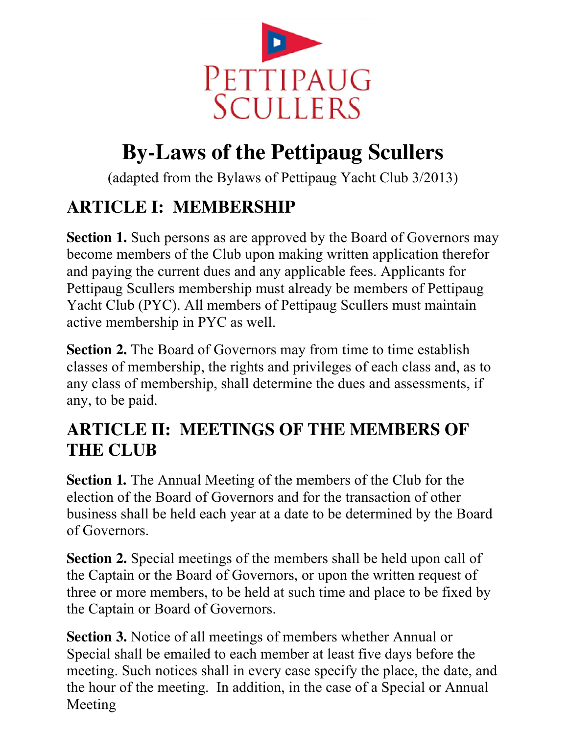PETTIPAUG SCULLERS

# By-Laws of the Pettipaug Scullers

(adapted from the Bylaws of Pettipaug Yacht Club 3/2013)

## ARTICLE I: MEMBERSHIP

**Section 1.** Such persons as are approved by the Board of Governors may become members of the Club upon making written application therefor and paying the current dues and any applicable fees. Applicants for Pettipaug Scullers membership must already be members of Pettipaug Yacht Club (PYC). All members of Pettipaug Scullers must maintain active membership in PYC as well.

**Section 2.** The Board of Governors may from time to time establish classes of membership, the rights and privileges of each class and, as to any class of membership, shall determine the dues and assessments, if any, to be paid.

## ARTICLE II: MEETINGS OF THE MEMBERS OF THE CLUB

**Section 1.** The Annual Meeting of the members of the Club for the election of the Board of Governors and for the transaction of other business shall be held each year at a date to be determined by the Board of Governors.

**Section 2.** Special meetings of the members shall be held upon call of the Captain or the Board of Governors, or upon the written request of three or more members, to be held at such time and place to be fixed by the Captain or Board of Governors.

**Section 3.** Notice of all meetings of members whether Annual or Special shall be emailed to each member at least five days before the meeting. Such notices shall in every case specify the place, the date, and the hour of the meeting. In addition, in the case of a Special or Annual Meeting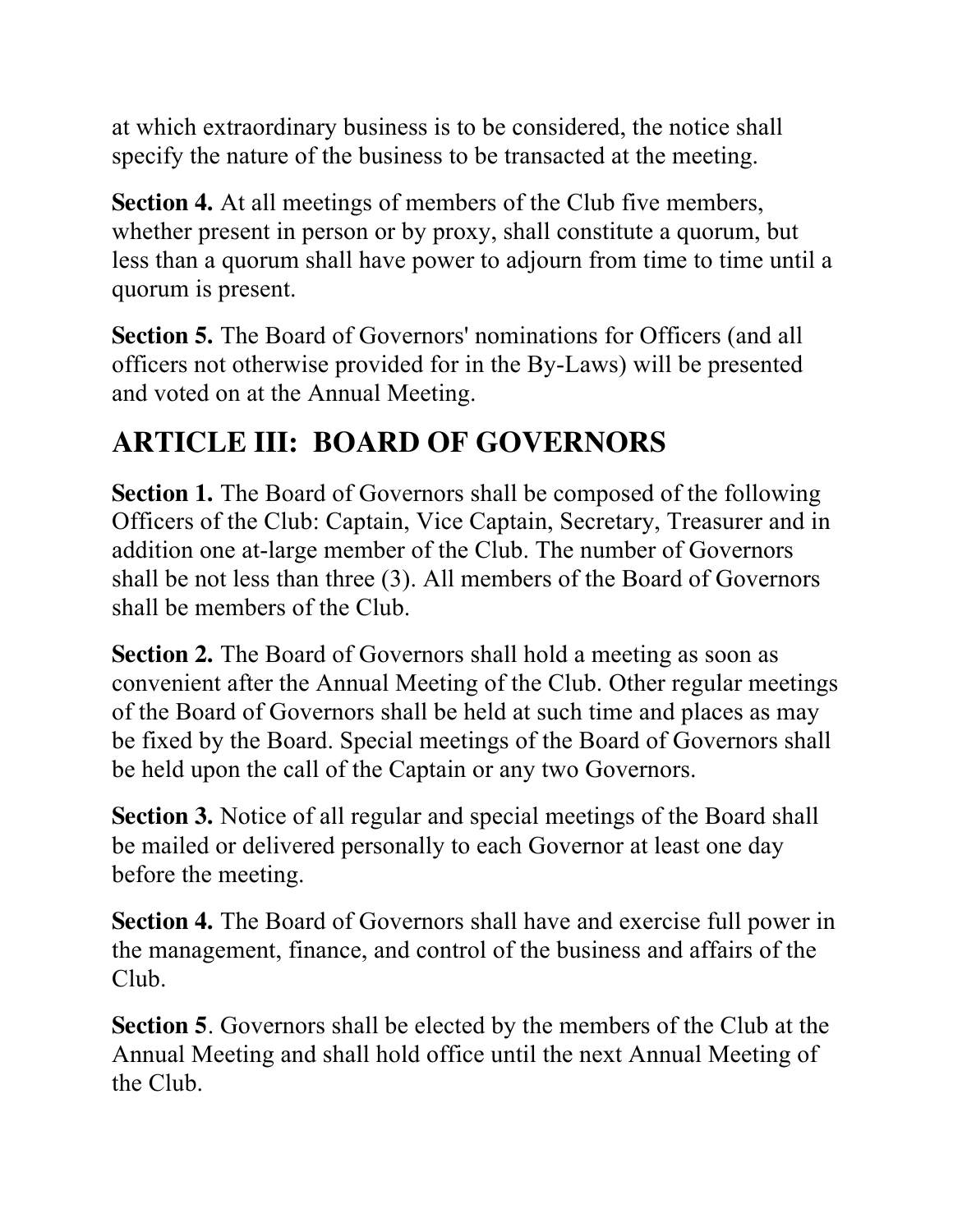at which extraordinary business is to be considered, the notice shall specify the nature of the business to be transacted at the meeting.

**Section 4.** At all meetings of members of the Club five members, whether present in person or by proxy, shall constitute a quorum, but less than a quorum shall have power to adjourn from time to time until a quorum is present.

**Section 5.** The Board of Governors' nominations for Officers (and all officers not otherwise provided for in the By-Laws) will be presented and voted on at the Annual Meeting.

## ARTICLE III: BOARD OF GOVERNORS

**Section 1.** The Board of Governors shall be composed of the following Officers of the Club: Captain, Vice Captain, Secretary, Treasurer and in addition one at-large member of the Club. The number of Governors shall be not less than three (3). All members of the Board of Governors shall be members of the Club.

**Section 2.** The Board of Governors shall hold a meeting as soon as convenient after the Annual Meeting of the Club. Other regular meetings of the Board of Governors shall be held at such time and places as may be fixed by the Board. Special meetings of the Board of Governors shall be held upon the call of the Captain or any two Governors.

**Section 3.** Notice of all regular and special meetings of the Board shall be mailed or delivered personally to each Governor at least one day before the meeting.

**Section 4.** The Board of Governors shall have and exercise full power in the management, finance, and control of the business and affairs of the Club.

**Section 5**. Governors shall be elected by the members of the Club at the Annual Meeting and shall hold office until the next Annual Meeting of the Club.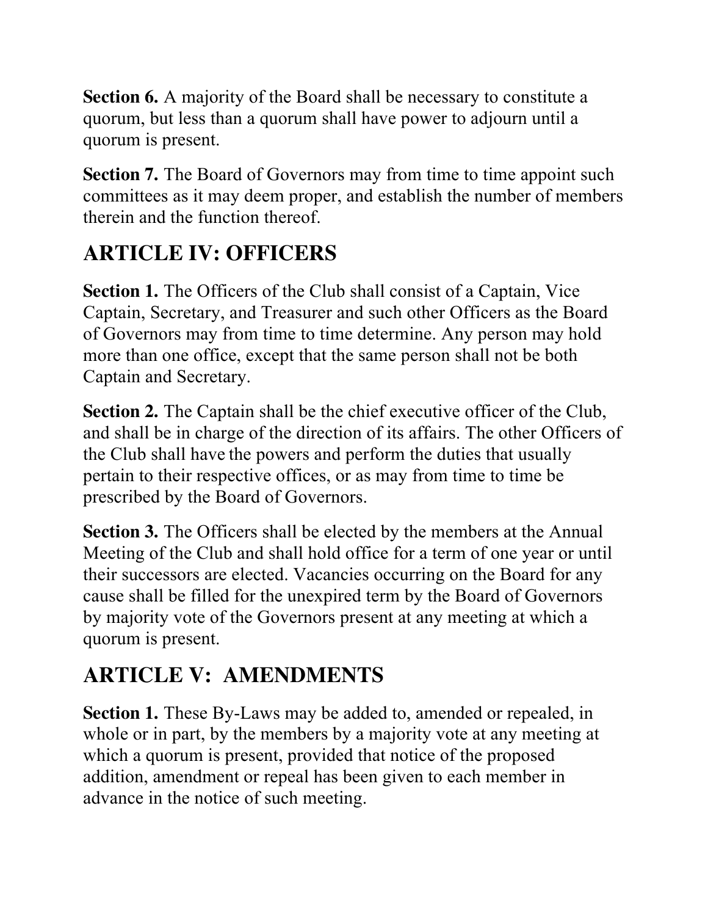**Section 6.** A majority of the Board shall be necessary to constitute a quorum, but less than a quorum shall have power to adjourn until a quorum is present.

**Section 7.** The Board of Governors may from time to time appoint such committees as it may deem proper, and establish the number of members therein and the function thereof.

## ARTICLE IV: OFFICERS

**Section 1.** The Officers of the Club shall consist of a Captain, Vice Captain, Secretary, and Treasurer and such other Officers as the Board of Governors may from time to time determine. Any person may hold more than one office, except that the same person shall not be both Captain and Secretary.

**Section 2.** The Captain shall be the chief executive officer of the Club, and shall be in charge of the direction of its affairs. The other Officers of the Club shall have the powers and perform the duties that usually pertain to their respective offices, or as may from time to time be prescribed by the Board of Governors.

**Section 3.** The Officers shall be elected by the members at the Annual Meeting of the Club and shall hold office for a term of one year or until their successors are elected. Vacancies occurring on the Board for any cause shall be filled for the unexpired term by the Board of Governors by majority vote of the Governors present at any meeting at which a quorum is present.

## ARTICLE V: AMENDMENTS

**Section 1.** These By-Laws may be added to, amended or repealed, in whole or in part, by the members by a majority vote at any meeting at which a quorum is present, provided that notice of the proposed addition, amendment or repeal has been given to each member in advance in the notice of such meeting.